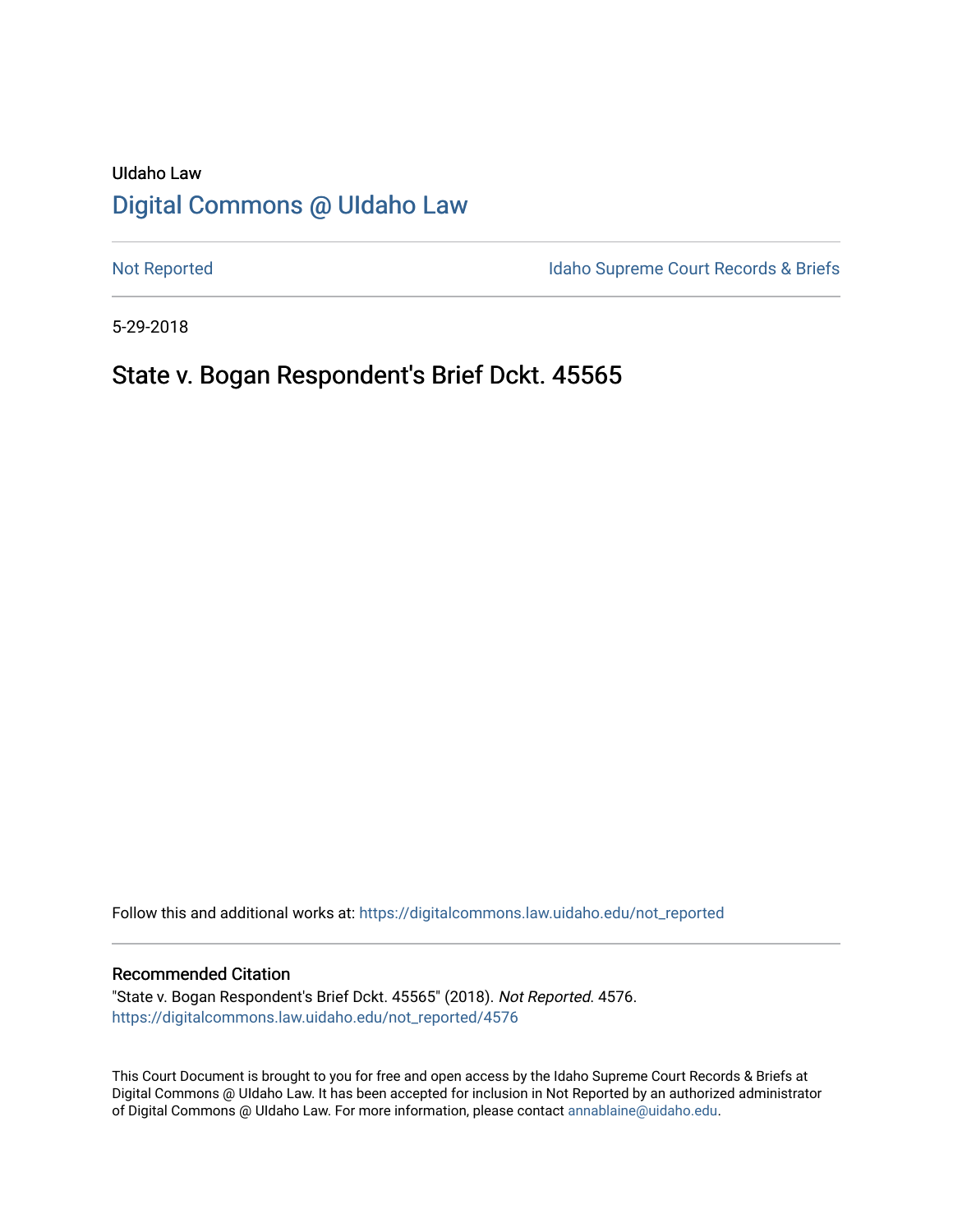UIdaho Law

# Digital Commons @ UIdaho Law

Not Reported

Idaho Supreme Court Records & Briefs

5-29-2018

## State v. Bogan Respondent's Brief Dckt. 45565

Follow this and additional works at: https://digitalcommons.law.uidaho.edu/not_reported

### Recommended Citation

"State v. Bogan Respondent's Brief Dckt. 45565" (2018). *Not Reported*. 4576.
https://digitalcommons.law.uidaho.edu/not_reported/4576

This Court Document is brought to you for free and open access by the Idaho Supreme Court Records & Briefs at Digital Commons @ UIdaho Law. It has been accepted for inclusion in Not Reported by an authorized administrator of Digital Commons @ UIdaho Law. For more information, please contact annablaine@uidaho.edu.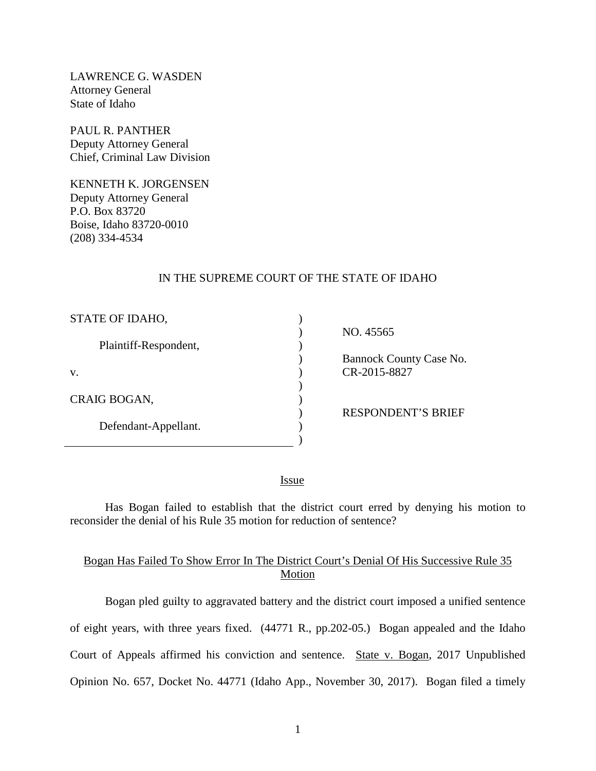LAWRENCE G. WASDEN
Attorney General
State of Idaho

PAUL R. PANTHER
Deputy Attorney General
Chief, Criminal Law Division

KENNETH K. JORGENSEN
Deputy Attorney General
P.O. Box 83720
Boise, Idaho 83720-0010
(208) 334-4534

IN THE SUPREME COURT OF THE STATE OF IDAHO

| | | |
|---|---|---|
| STATE OF IDAHO, | ) | |
| | ) | NO. 45565 |
| Plaintiff-Respondent, | ) | |
| | ) | Bannock County Case No. |
| v. | ) | CR-2015-8827 |
| | ) | |
| CRAIG BOGAN, | ) | |
| | ) | RESPONDENT'S BRIEF |
| Defendant-Appellant. | ) | |
| | ) | |

## Issue

Has Bogan failed to establish that the district court erred by denying his motion to reconsider the denial of his Rule 35 motion for reduction of sentence?

## Bogan Has Failed To Show Error In The District Court's Denial Of His Successive Rule 35 Motion

Bogan pled guilty to aggravated battery and the district court imposed a unified sentence of eight years, with three years fixed. (44771 R., pp.202-05.) Bogan appealed and the Idaho Court of Appeals affirmed his conviction and sentence. State v. Bogan, 2017 Unpublished Opinion No. 657, Docket No. 44771 (Idaho App., November 30, 2017). Bogan filed a timely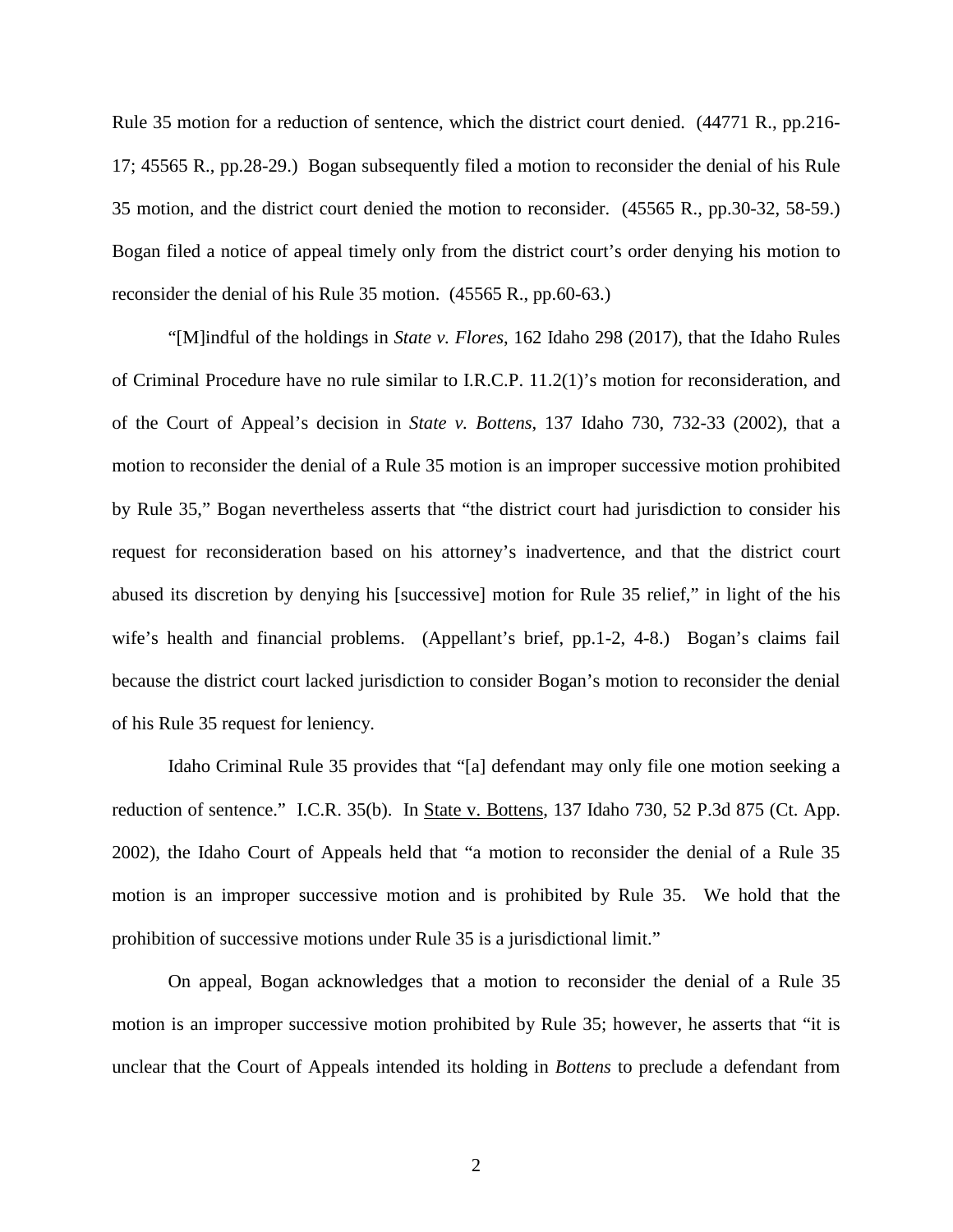Rule 35 motion for a reduction of sentence, which the district court denied. (44771 R., pp.216-17; 45565 R., pp.28-29.) Bogan subsequently filed a motion to reconsider the denial of his Rule 35 motion, and the district court denied the motion to reconsider. (45565 R., pp.30-32, 58-59.) Bogan filed a notice of appeal timely only from the district court's order denying his motion to reconsider the denial of his Rule 35 motion. (45565 R., pp.60-63.)

"[M]indful of the holdings in *State v. Flores*, 162 Idaho 298 (2017), that the Idaho Rules of Criminal Procedure have no rule similar to I.R.C.P. 11.2(1)'s motion for reconsideration, and of the Court of Appeal's decision in *State v. Bottens*, 137 Idaho 730, 732-33 (2002), that a motion to reconsider the denial of a Rule 35 motion is an improper successive motion prohibited by Rule 35," Bogan nevertheless asserts that "the district court had jurisdiction to consider his request for reconsideration based on his attorney's inadvertence, and that the district court abused its discretion by denying his [successive] motion for Rule 35 relief," in light of the his wife's health and financial problems. (Appellant's brief, pp.1-2, 4-8.) Bogan's claims fail because the district court lacked jurisdiction to consider Bogan's motion to reconsider the denial of his Rule 35 request for leniency.

Idaho Criminal Rule 35 provides that "[a] defendant may only file one motion seeking a reduction of sentence." I.C.R. 35(b). In State v. Bottens, 137 Idaho 730, 52 P.3d 875 (Ct. App. 2002), the Idaho Court of Appeals held that "a motion to reconsider the denial of a Rule 35 motion is an improper successive motion and is prohibited by Rule 35. We hold that the prohibition of successive motions under Rule 35 is a jurisdictional limit."

On appeal, Bogan acknowledges that a motion to reconsider the denial of a Rule 35 motion is an improper successive motion prohibited by Rule 35; however, he asserts that "it is unclear that the Court of Appeals intended its holding in *Bottens* to preclude a defendant from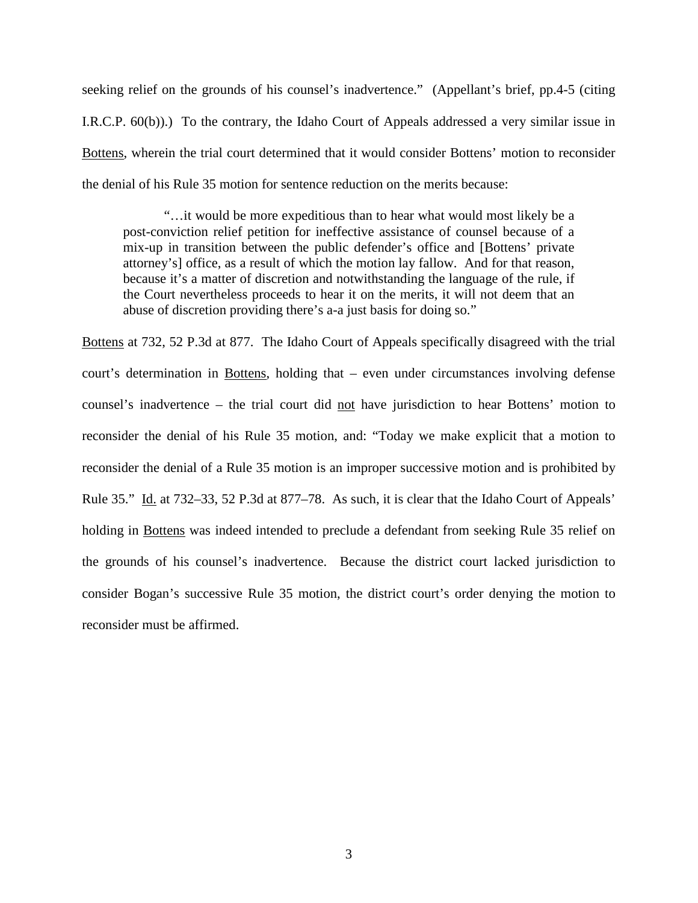seeking relief on the grounds of his counsel's inadvertence." (Appellant's brief, pp.4-5 (citing I.R.C.P. 60(b)).) To the contrary, the Idaho Court of Appeals addressed a very similar issue in Bottens, wherein the trial court determined that it would consider Bottens' motion to reconsider the denial of his Rule 35 motion for sentence reduction on the merits because:

> "…it would be more expeditious than to hear what would most likely be a post-conviction relief petition for ineffective assistance of counsel because of a mix-up in transition between the public defender's office and [Bottens' private attorney's] office, as a result of which the motion lay fallow. And for that reason, because it's a matter of discretion and notwithstanding the language of the rule, if the Court nevertheless proceeds to hear it on the merits, it will not deem that an abuse of discretion providing there's a-a just basis for doing so."

Bottens at 732, 52 P.3d at 877. The Idaho Court of Appeals specifically disagreed with the trial court's determination in Bottens, holding that – even under circumstances involving defense counsel's inadvertence – the trial court did not have jurisdiction to hear Bottens' motion to reconsider the denial of his Rule 35 motion, and: "Today we make explicit that a motion to reconsider the denial of a Rule 35 motion is an improper successive motion and is prohibited by Rule 35." Id. at 732–33, 52 P.3d at 877–78. As such, it is clear that the Idaho Court of Appeals' holding in Bottens was indeed intended to preclude a defendant from seeking Rule 35 relief on the grounds of his counsel's inadvertence. Because the district court lacked jurisdiction to consider Bogan's successive Rule 35 motion, the district court's order denying the motion to reconsider must be affirmed.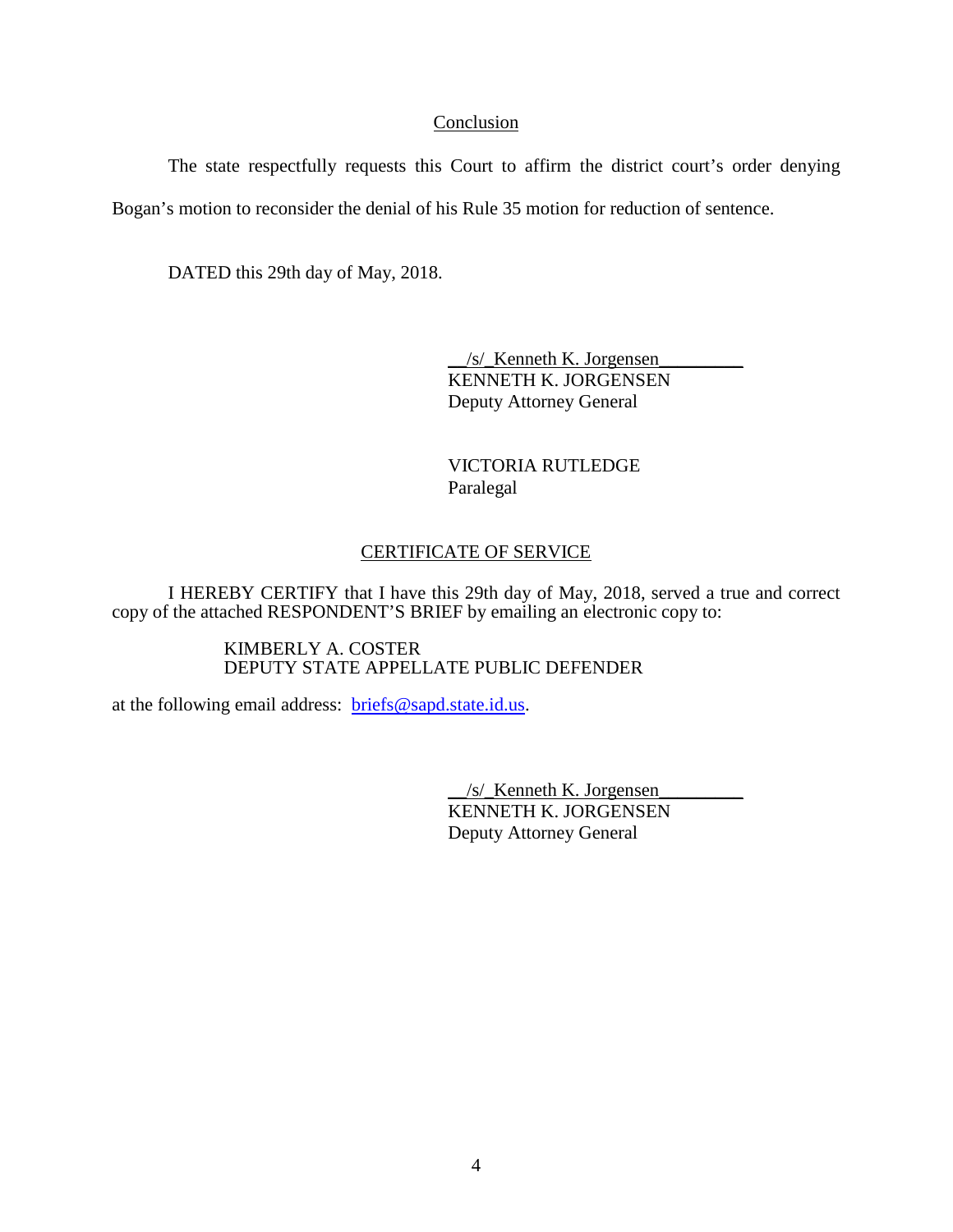## Conclusion

The state respectfully requests this Court to affirm the district court's order denying Bogan's motion to reconsider the denial of his Rule 35 motion for reduction of sentence.

DATED this 29th day of May, 2018.

__/s/_Kenneth K. Jorgensen_________
KENNETH K. JORGENSEN
Deputy Attorney General

VICTORIA RUTLEDGE
Paralegal

## CERTIFICATE OF SERVICE

I HEREBY CERTIFY that I have this 29th day of May, 2018, served a true and correct copy of the attached RESPONDENT'S BRIEF by emailing an electronic copy to:

KIMBERLY A. COSTER
DEPUTY STATE APPELLATE PUBLIC DEFENDER

at the following email address: briefs@sapd.state.id.us.

__/s/_Kenneth K. Jorgensen_________
KENNETH K. JORGENSEN
Deputy Attorney General